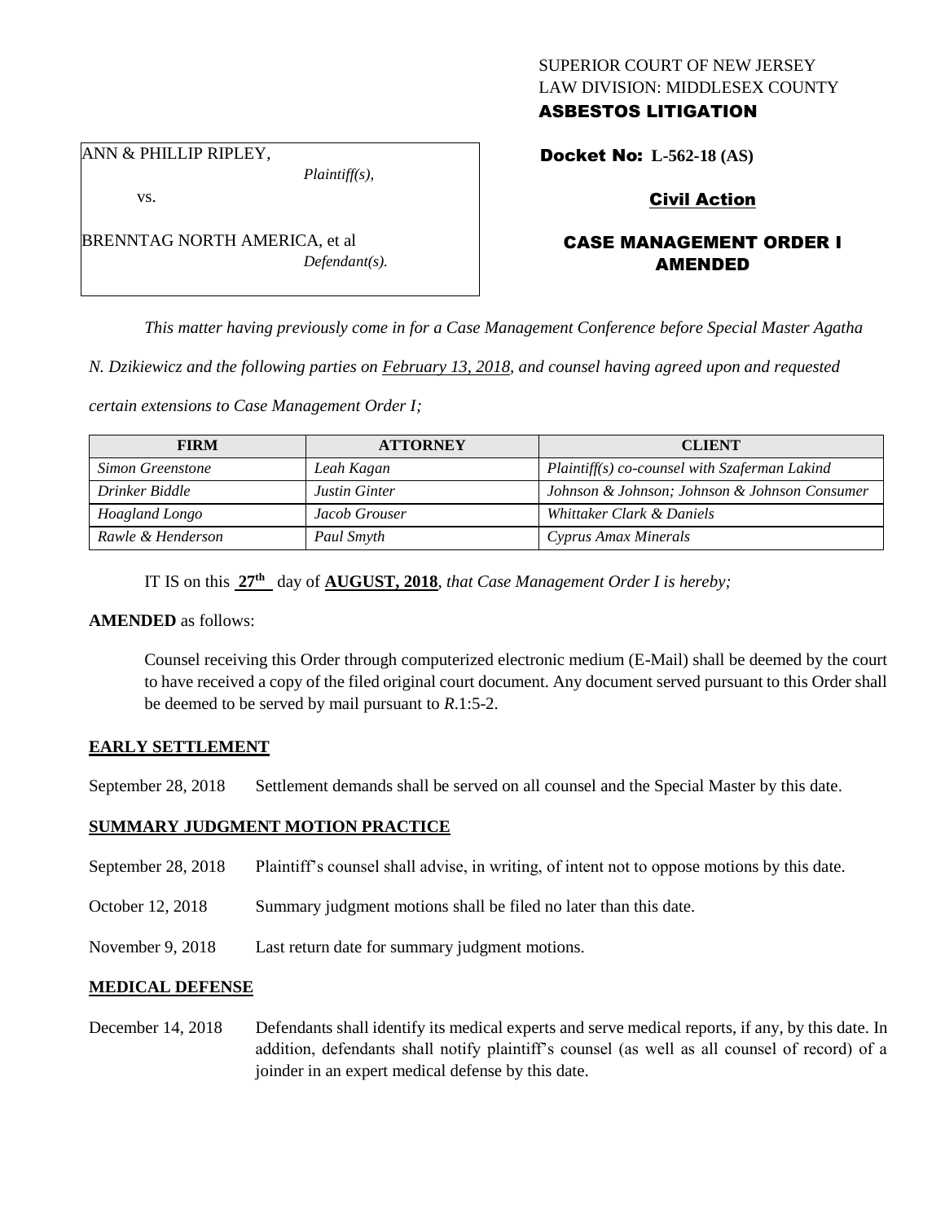SUPERIOR COURT OF NEW JERSEY
LAW DIVISION: MIDDLESEX COUNTY
**ASBESTOS LITIGATION**

ANN & PHILLIP RIPLEY,
*Plaintiff(s),*

vs.

BRENNTAG NORTH AMERICA, et al
*Defendant(s).*

**Docket No: L-562-18 (AS)**

**Civil Action**

**CASE MANAGEMENT ORDER I AMENDED**

*This matter having previously come in for a Case Management Conference before Special Master Agatha N. Dzikiewicz and the following parties on February 13, 2018, and counsel having agreed upon and requested certain extensions to Case Management Order I;*

| FIRM | ATTORNEY | CLIENT |
|---|---|---|
| *Simon Greenstone* | *Leah Kagan* | *Plaintiff(s) co-counsel with Szaferman Lakind* |
| *Drinker Biddle* | *Justin Ginter* | *Johnson & Johnson; Johnson & Johnson Consumer* |
| *Hoagland Longo* | *Jacob Grouser* | *Whittaker Clark & Daniels* |
| *Rawle & Henderson* | *Paul Smyth* | *Cyprus Amax Minerals* |

IT IS on this **27th** day of **AUGUST, 2018**, *that Case Management Order I is hereby;*

**AMENDED** as follows:

Counsel receiving this Order through computerized electronic medium (E-Mail) shall be deemed by the court to have received a copy of the filed original court document. Any document served pursuant to this Order shall be deemed to be served by mail pursuant to *R*.1:5-2.

## EARLY SETTLEMENT

September 28, 2018 Settlement demands shall be served on all counsel and the Special Master by this date.

## SUMMARY JUDGMENT MOTION PRACTICE

September 28, 2018 Plaintiff's counsel shall advise, in writing, of intent not to oppose motions by this date.

October 12, 2018 Summary judgment motions shall be filed no later than this date.

November 9, 2018 Last return date for summary judgment motions.

## MEDICAL DEFENSE

December 14, 2018 Defendants shall identify its medical experts and serve medical reports, if any, by this date. In addition, defendants shall notify plaintiff's counsel (as well as all counsel of record) of a joinder in an expert medical defense by this date.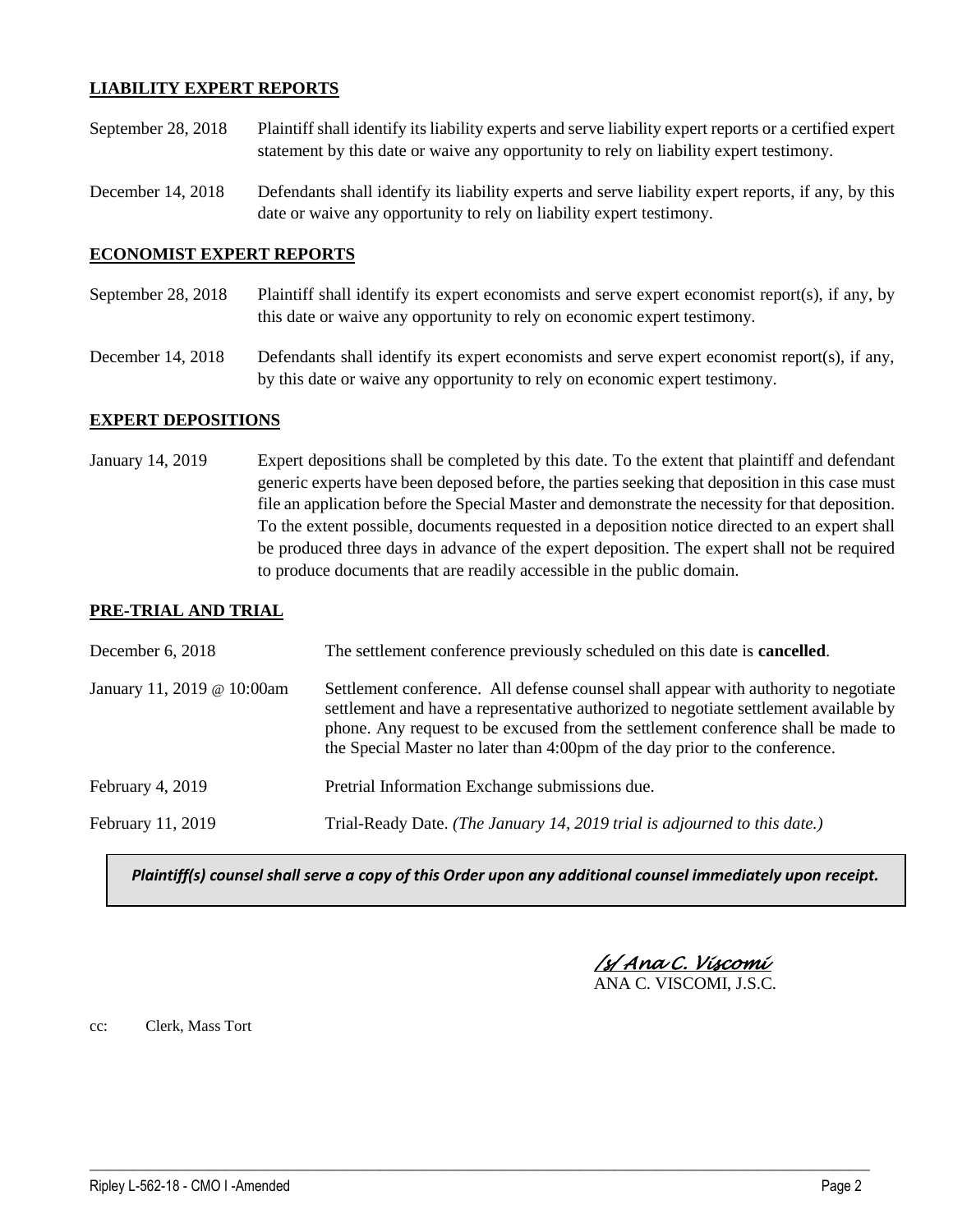## LIABILITY EXPERT REPORTS

| | |
|---|---|
| September 28, 2018 | Plaintiff shall identify its liability experts and serve liability expert reports or a certified expert statement by this date or waive any opportunity to rely on liability expert testimony. |
| December 14, 2018 | Defendants shall identify its liability experts and serve liability expert reports, if any, by this date or waive any opportunity to rely on liability expert testimony. |

## ECONOMIST EXPERT REPORTS

| | |
|---|---|
| September 28, 2018 | Plaintiff shall identify its expert economists and serve expert economist report(s), if any, by this date or waive any opportunity to rely on economic expert testimony. |
| December 14, 2018 | Defendants shall identify its expert economists and serve expert economist report(s), if any, by this date or waive any opportunity to rely on economic expert testimony. |

## EXPERT DEPOSITIONS

| | |
|---|---|
| January 14, 2019 | Expert depositions shall be completed by this date. To the extent that plaintiff and defendant generic experts have been deposed before, the parties seeking that deposition in this case must file an application before the Special Master and demonstrate the necessity for that deposition. To the extent possible, documents requested in a deposition notice directed to an expert shall be produced three days in advance of the expert deposition. The expert shall not be required to produce documents that are readily accessible in the public domain. |

## PRE-TRIAL AND TRIAL

| | |
|---|---|
| December 6, 2018 | The settlement conference previously scheduled on this date is **cancelled**. |
| January 11, 2019 @ 10:00am | Settlement conference. All defense counsel shall appear with authority to negotiate settlement and have a representative authorized to negotiate settlement available by phone. Any request to be excused from the settlement conference shall be made to the Special Master no later than 4:00pm of the day prior to the conference. |
| February 4, 2019 | Pretrial Information Exchange submissions due. |
| February 11, 2019 | Trial-Ready Date. *(The January 14, 2019 trial is adjourned to this date.)* |

***Plaintiff(s) counsel shall serve a copy of this Order upon any additional counsel immediately upon receipt.***

*/s/ Ana C. Viscomi*
ANA C. VISCOMI, J.S.C.

cc: Clerk, Mass Tort